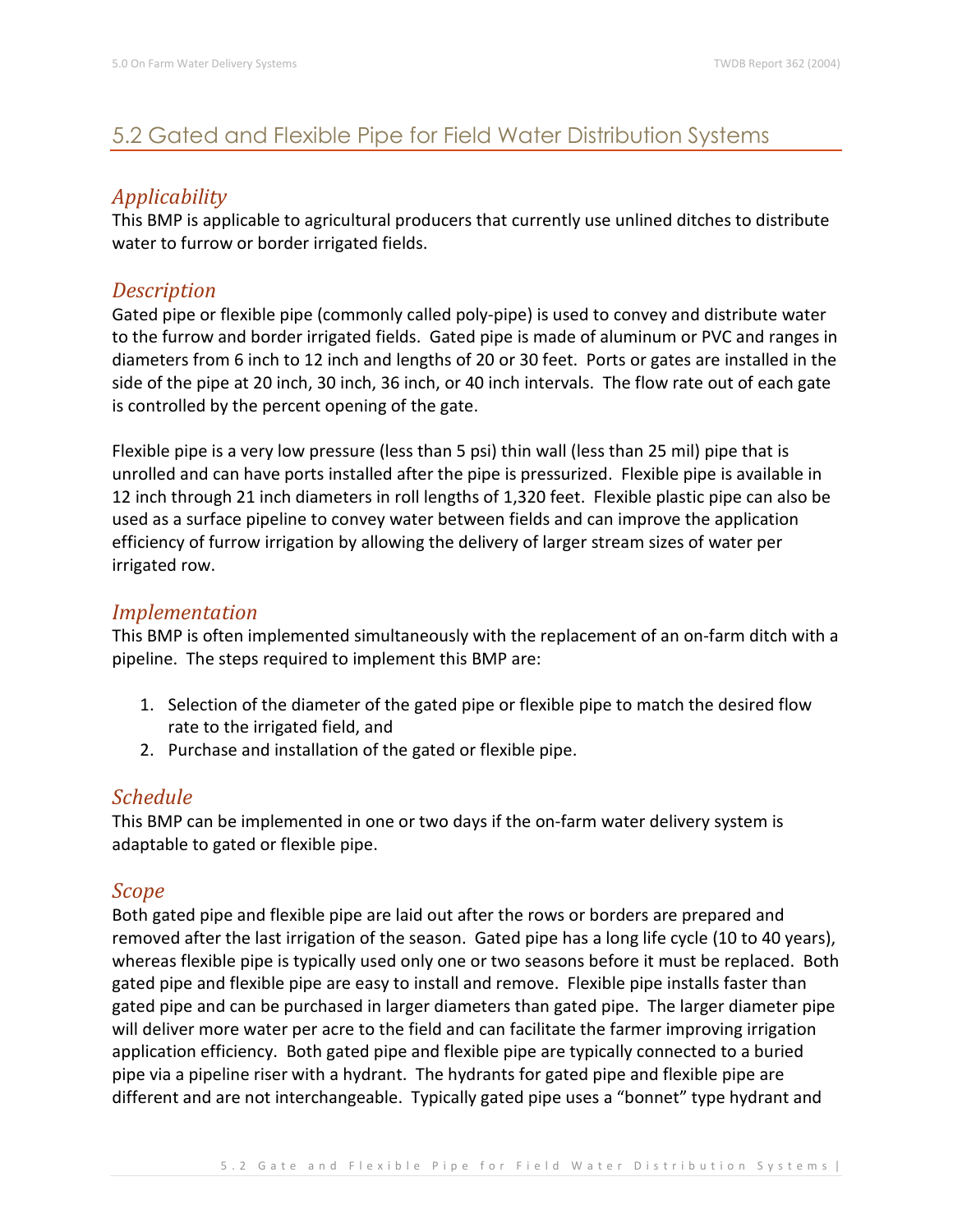## 5.2 Gated and Flexible Pipe for Field Water Distribution Systems

### *Applicability*

This BMP is applicable to agricultural producers that currently use unlined ditches to distribute water to furrow or border irrigated fields.

### *Description*

Gated pipe or flexible pipe (commonly called poly-pipe) is used to convey and distribute water to the furrow and border irrigated fields. Gated pipe is made of aluminum or PVC and ranges in diameters from 6 inch to 12 inch and lengths of 20 or 30 feet. Ports or gates are installed in the side of the pipe at 20 inch, 30 inch, 36 inch, or 40 inch intervals. The flow rate out of each gate is controlled by the percent opening of the gate.

Flexible pipe is a very low pressure (less than 5 psi) thin wall (less than 25 mil) pipe that is unrolled and can have ports installed after the pipe is pressurized. Flexible pipe is available in 12 inch through 21 inch diameters in roll lengths of 1,320 feet. Flexible plastic pipe can also be used as a surface pipeline to convey water between fields and can improve the application efficiency of furrow irrigation by allowing the delivery of larger stream sizes of water per irrigated row.

### *Implementation*

This BMP is often implemented simultaneously with the replacement of an on-farm ditch with a pipeline. The steps required to implement this BMP are:

1. Selection of the diameter of the gated pipe or flexible pipe to match the desired flow rate to the irrigated field, and
2. Purchase and installation of the gated or flexible pipe.

### *Schedule*

This BMP can be implemented in one or two days if the on-farm water delivery system is adaptable to gated or flexible pipe.

### *Scope*

Both gated pipe and flexible pipe are laid out after the rows or borders are prepared and removed after the last irrigation of the season. Gated pipe has a long life cycle (10 to 40 years), whereas flexible pipe is typically used only one or two seasons before it must be replaced. Both gated pipe and flexible pipe are easy to install and remove. Flexible pipe installs faster than gated pipe and can be purchased in larger diameters than gated pipe. The larger diameter pipe will deliver more water per acre to the field and can facilitate the farmer improving irrigation application efficiency. Both gated pipe and flexible pipe are typically connected to a buried pipe via a pipeline riser with a hydrant. The hydrants for gated pipe and flexible pipe are different and are not interchangeable. Typically gated pipe uses a "bonnet" type hydrant and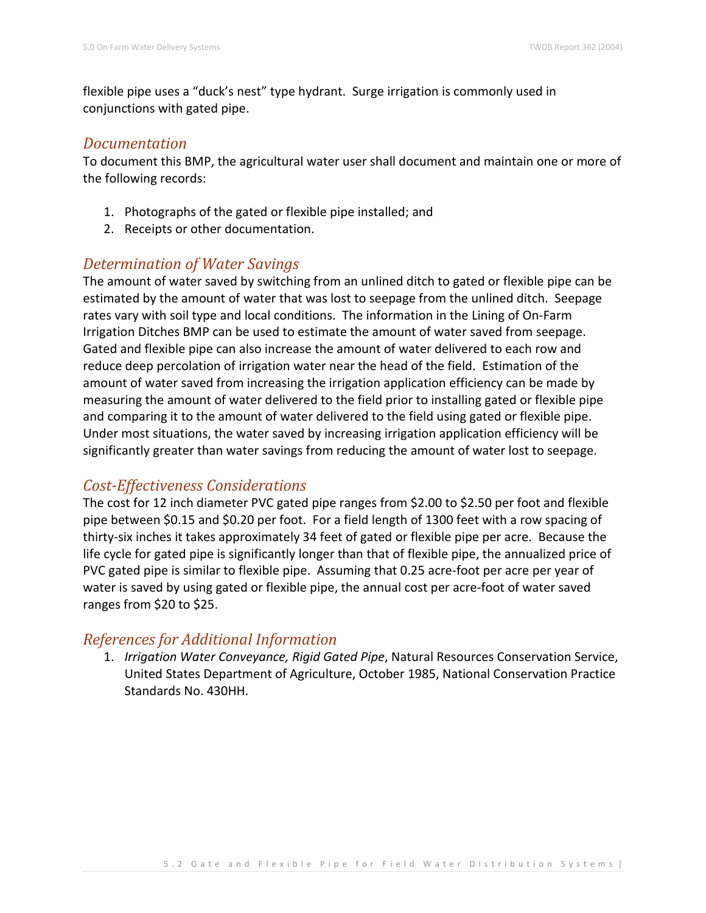flexible pipe uses a "duck's nest" type hydrant. Surge irrigation is commonly used in conjunctions with gated pipe.

## *Documentation*

To document this BMP, the agricultural water user shall document and maintain one or more of the following records:

1. Photographs of the gated or flexible pipe installed; and
2. Receipts or other documentation.

## *Determination of Water Savings*

The amount of water saved by switching from an unlined ditch to gated or flexible pipe can be estimated by the amount of water that was lost to seepage from the unlined ditch. Seepage rates vary with soil type and local conditions. The information in the Lining of On-Farm Irrigation Ditches BMP can be used to estimate the amount of water saved from seepage. Gated and flexible pipe can also increase the amount of water delivered to each row and reduce deep percolation of irrigation water near the head of the field. Estimation of the amount of water saved from increasing the irrigation application efficiency can be made by measuring the amount of water delivered to the field prior to installing gated or flexible pipe and comparing it to the amount of water delivered to the field using gated or flexible pipe. Under most situations, the water saved by increasing irrigation application efficiency will be significantly greater than water savings from reducing the amount of water lost to seepage.

## *Cost-Effectiveness Considerations*

The cost for 12 inch diameter PVC gated pipe ranges from $2.00 to $2.50 per foot and flexible pipe between $0.15 and $0.20 per foot. For a field length of 1300 feet with a row spacing of thirty-six inches it takes approximately 34 feet of gated or flexible pipe per acre. Because the life cycle for gated pipe is significantly longer than that of flexible pipe, the annualized price of PVC gated pipe is similar to flexible pipe. Assuming that 0.25 acre-foot per acre per year of water is saved by using gated or flexible pipe, the annual cost per acre-foot of water saved ranges from $20 to $25.

## *References for Additional Information*

1. *Irrigation Water Conveyance, Rigid Gated Pipe*, Natural Resources Conservation Service, United States Department of Agriculture, October 1985, National Conservation Practice Standards No. 430HH.